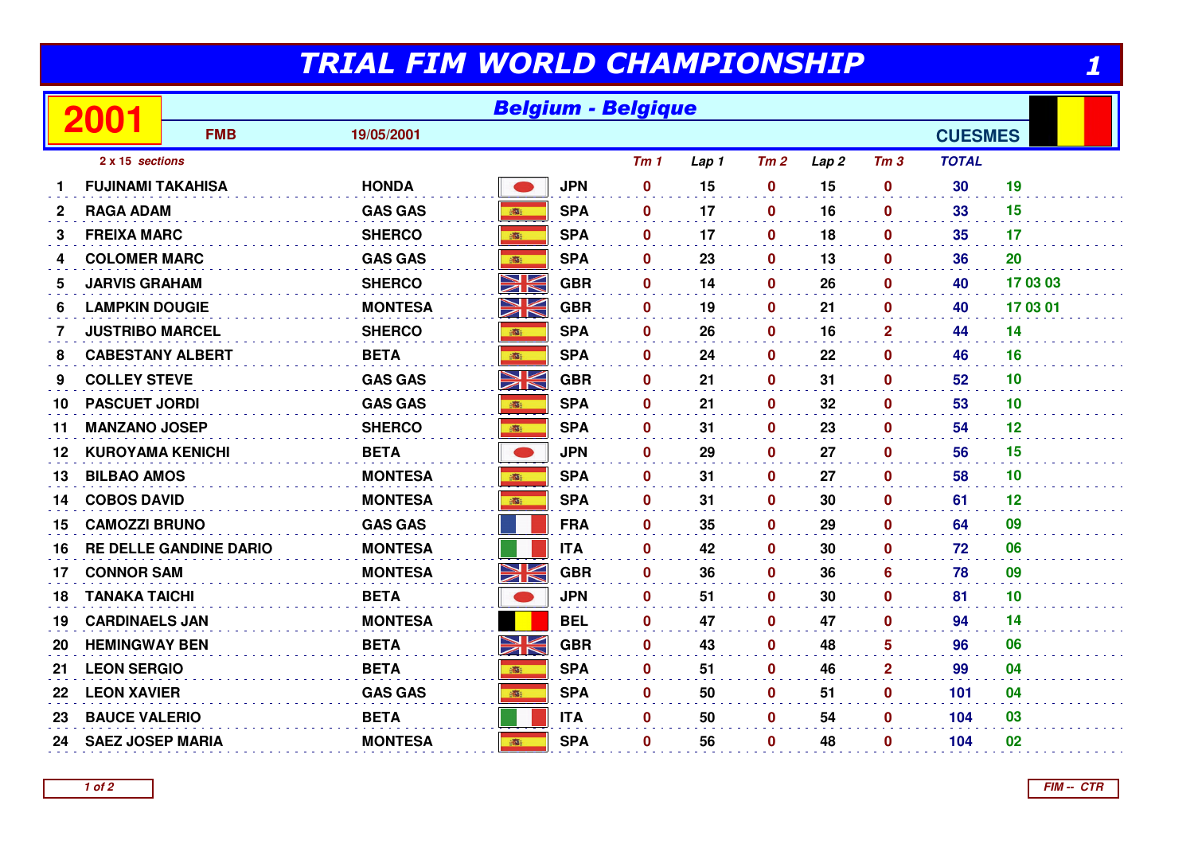# TRIAL FIM WORLD CHAMPIONSHIP

## 2001

## Belgium - Belgique

FMB 19/05/2001 CUESMES

2 x 15 *sections*

| | | | | | Tm 1 | Lap 1 | Tm 2 | Lap 2 | Tm 3 | TOTAL | |
|---|---|---|---|---|---|---|---|---|---|---|---|
| 1 | FUJINAMI TAKAHISA | HONDA | | JPN | 0 | 15 | 0 | 15 | 0 | 30 | 19 |
| 2 | RAGA ADAM | GAS GAS | | SPA | 0 | 17 | 0 | 16 | 0 | 33 | 15 |
| 3 | FREIXA MARC | SHERCO | | SPA | 0 | 17 | 0 | 18 | 0 | 35 | 17 |
| 4 | COLOMER MARC | GAS GAS | | SPA | 0 | 23 | 0 | 13 | 0 | 36 | 20 |
| 5 | JARVIS GRAHAM | SHERCO | | GBR | 0 | 14 | 0 | 26 | 0 | 40 | 17 03 03 |
| 6 | LAMPKIN DOUGIE | MONTESA | | GBR | 0 | 19 | 0 | 21 | 0 | 40 | 17 03 01 |
| 7 | JUSTRIBO MARCEL | SHERCO | | SPA | 0 | 26 | 0 | 16 | 2 | 44 | 14 |
| 8 | CABESTANY ALBERT | BETA | | SPA | 0 | 24 | 0 | 22 | 0 | 46 | 16 |
| 9 | COLLEY STEVE | GAS GAS | | GBR | 0 | 21 | 0 | 31 | 0 | 52 | 10 |
| 10 | PASCUET JORDI | GAS GAS | | SPA | 0 | 21 | 0 | 32 | 0 | 53 | 10 |
| 11 | MANZANO JOSEP | SHERCO | | SPA | 0 | 31 | 0 | 23 | 0 | 54 | 12 |
| 12 | KUROYAMA KENICHI | BETA | | JPN | 0 | 29 | 0 | 27 | 0 | 56 | 15 |
| 13 | BILBAO AMOS | MONTESA | | SPA | 0 | 31 | 0 | 27 | 0 | 58 | 10 |
| 14 | COBOS DAVID | MONTESA | | SPA | 0 | 31 | 0 | 30 | 0 | 61 | 12 |
| 15 | CAMOZZI BRUNO | GAS GAS | | FRA | 0 | 35 | 0 | 29 | 0 | 64 | 09 |
| 16 | RE DELLE GANDINE DARIO | MONTESA | | ITA | 0 | 42 | 0 | 30 | 0 | 72 | 06 |
| 17 | CONNOR SAM | MONTESA | | GBR | 0 | 36 | 0 | 36 | 6 | 78 | 09 |
| 18 | TANAKA TAICHI | BETA | | JPN | 0 | 51 | 0 | 30 | 0 | 81 | 10 |
| 19 | CARDINAELS JAN | MONTESA | | BEL | 0 | 47 | 0 | 47 | 0 | 94 | 14 |
| 20 | HEMINGWAY BEN | BETA | | GBR | 0 | 43 | 0 | 48 | 5 | 96 | 06 |
| 21 | LEON SERGIO | BETA | | SPA | 0 | 51 | 0 | 46 | 2 | 99 | 04 |
| 22 | LEON XAVIER | GAS GAS | | SPA | 0 | 50 | 0 | 51 | 0 | 101 | 04 |
| 23 | BAUCE VALERIO | BETA | | ITA | 0 | 50 | 0 | 54 | 0 | 104 | 03 |
| 24 | SAEZ JOSEP MARIA | MONTESA | | SPA | 0 | 56 | 0 | 48 | 0 | 104 | 02 |

FIM -- CTR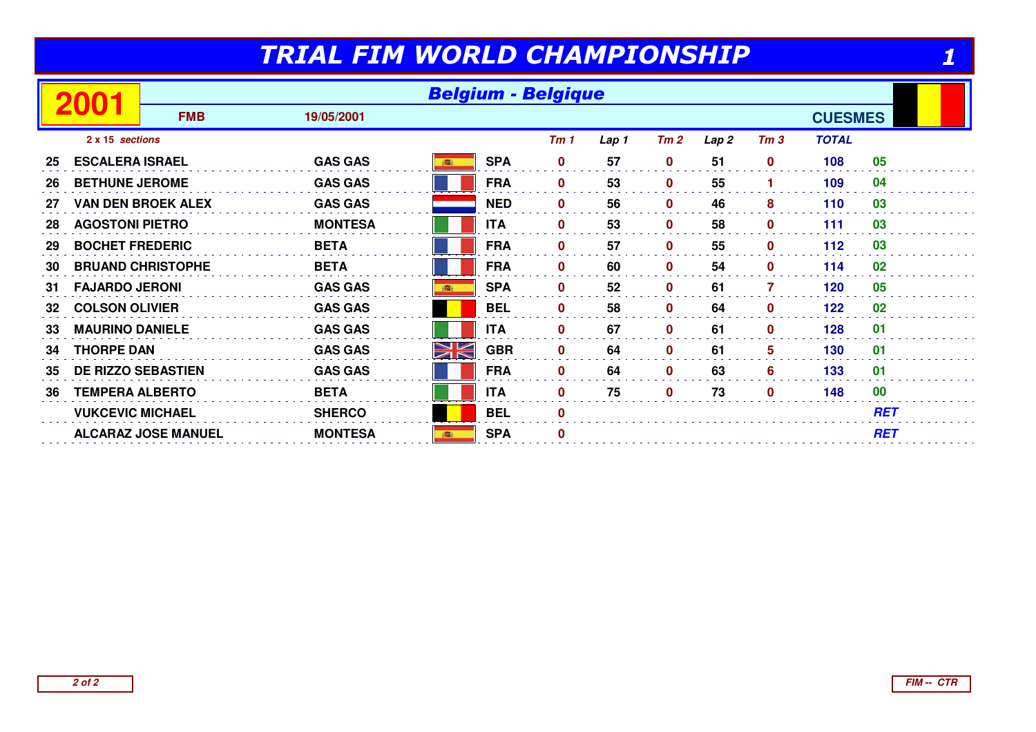# TRIAL FIM WORLD CHAMPIONSHIP

## 2001 — Belgium - Belgique

FMB — 19/05/2001 — CUESMES

*2 x 15 sections*

| | | | | Tm 1 | Lap 1 | Tm 2 | Lap 2 | Tm 3 | TOTAL | |
|---|---|---|---|---|---|---|---|---|---|---|
| 25 | ESCALERA ISRAEL | GAS GAS | SPA | 0 | 57 | 0 | 51 | 0 | 108 | 05 |
| 26 | BETHUNE JEROME | GAS GAS | FRA | 0 | 53 | 0 | 55 | 1 | 109 | 04 |
| 27 | VAN DEN BROEK ALEX | GAS GAS | NED | 0 | 56 | 0 | 46 | 8 | 110 | 03 |
| 28 | AGOSTONI PIETRO | MONTESA | ITA | 0 | 53 | 0 | 58 | 0 | 111 | 03 |
| 29 | BOCHET FREDERIC | BETA | FRA | 0 | 57 | 0 | 55 | 0 | 112 | 03 |
| 30 | BRUAND CHRISTOPHE | BETA | FRA | 0 | 60 | 0 | 54 | 0 | 114 | 02 |
| 31 | FAJARDO JERONI | GAS GAS | SPA | 0 | 52 | 0 | 61 | 7 | 120 | 05 |
| 32 | COLSON OLIVIER | GAS GAS | BEL | 0 | 58 | 0 | 64 | 0 | 122 | 02 |
| 33 | MAURINO DANIELE | GAS GAS | ITA | 0 | 67 | 0 | 61 | 0 | 128 | 01 |
| 34 | THORPE DAN | GAS GAS | GBR | 0 | 64 | 0 | 61 | 5 | 130 | 01 |
| 35 | DE RIZZO SEBASTIEN | GAS GAS | FRA | 0 | 64 | 0 | 63 | 6 | 133 | 01 |
| 36 | TEMPERA ALBERTO | BETA | ITA | 0 | 75 | 0 | 73 | 0 | 148 | 00 |
| | VUKCEVIC MICHAEL | SHERCO | BEL | 0 | | | | | | RET |
| | ALCARAZ JOSE MANUEL | MONTESA | SPA | 0 | | | | | | RET |

FIM -- CTR